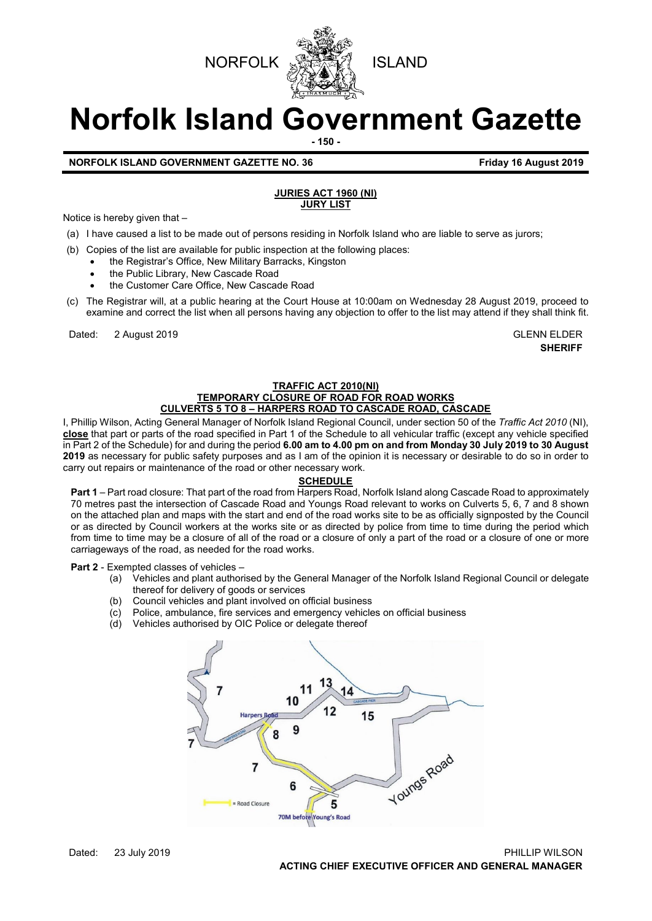NORFOLK ISLAND

# Norfolk Island Government Gazette

**NORFOLK ISLAND GOVERNMENT GAZETTE NO. 36** **Friday 16 August 2019**

## JURIES ACT 1960 (NI)
## JURY LIST

Notice is hereby given that –

(a) I have caused a list to be made out of persons residing in Norfolk Island who are liable to serve as jurors;

(b) Copies of the list are available for public inspection at the following places:
- the Registrar's Office, New Military Barracks, Kingston
- the Public Library, New Cascade Road
- the Customer Care Office, New Cascade Road

(c) The Registrar will, at a public hearing at the Court House at 10:00am on Wednesday 28 August 2019, proceed to examine and correct the list when all persons having any objection to offer to the list may attend if they shall think fit.

Dated: 2 August 2019

GLENN ELDER
**SHERIFF**

## TRAFFIC ACT 2010(NI)
## TEMPORARY CLOSURE OF ROAD FOR ROAD WORKS
## CULVERTS 5 TO 8 – HARPERS ROAD TO CASCADE ROAD, CASCADE

I, Phillip Wilson, Acting General Manager of Norfolk Island Regional Council, under section 50 of the *Traffic Act 2010* (NI), **close** that part or parts of the road specified in Part 1 of the Schedule to all vehicular traffic (except any vehicle specified in Part 2 of the Schedule) for and during the period **6.00 am to 4.00 pm on and from Monday 30 July 2019 to 30 August 2019** as necessary for public safety purposes and as I am of the opinion it is necessary or desirable to do so in order to carry out repairs or maintenance of the road or other necessary work.

**SCHEDULE**

**Part 1** – Part road closure: That part of the road from Harpers Road, Norfolk Island along Cascade Road to approximately 70 metres past the intersection of Cascade Road and Youngs Road relevant to works on Culverts 5, 6, 7 and 8 shown on the attached plan and maps with the start and end of the road works site to be as officially signposted by the Council or as directed by Council workers at the works site or as directed by police from time to time during the period which from time to time may be a closure of all of the road or a closure of only a part of the road or a closure of one or more carriageways of the road, as needed for the road works.

**Part 2** - Exempted classes of vehicles –

(a) Vehicles and plant authorised by the General Manager of the Norfolk Island Regional Council or delegate thereof for delivery of goods or services
(b) Council vehicles and plant involved on official business
(c) Police, ambulance, fire services and emergency vehicles on official business
(d) Vehicles authorised by OIC Police or delegate thereof

Dated: 23 July 2019

PHILLIP WILSON
**ACTING CHIEF EXECUTIVE OFFICER AND GENERAL MANAGER**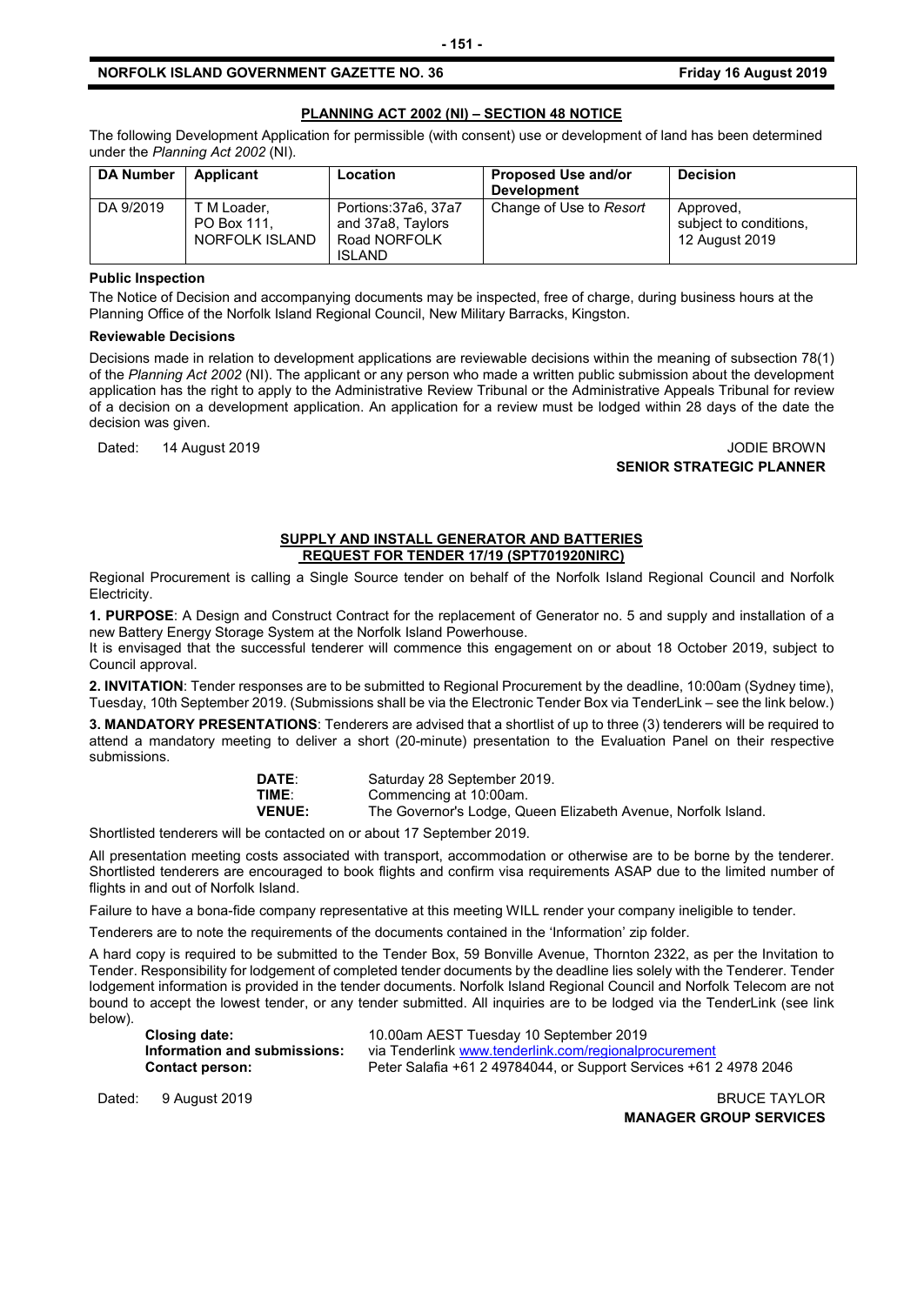## PLANNING ACT 2002 (NI) – SECTION 48 NOTICE

The following Development Application for permissible (with consent) use or development of land has been determined under the *Planning Act 2002* (NI).

| DA Number | Applicant | Location | Proposed Use and/or Development | Decision |
|---|---|---|---|---|
| DA 9/2019 | T M Loader, PO Box 111, NORFOLK ISLAND | Portions:37a6, 37a7 and 37a8, Taylors Road NORFOLK ISLAND | Change of Use to *Resort* | Approved, subject to conditions, 12 August 2019 |

**Public Inspection**

The Notice of Decision and accompanying documents may be inspected, free of charge, during business hours at the Planning Office of the Norfolk Island Regional Council, New Military Barracks, Kingston.

**Reviewable Decisions**

Decisions made in relation to development applications are reviewable decisions within the meaning of subsection 78(1) of the *Planning Act 2002* (NI). The applicant or any person who made a written public submission about the development application has the right to apply to the Administrative Review Tribunal or the Administrative Appeals Tribunal for review of a decision on a development application. An application for a review must be lodged within 28 days of the date the decision was given.

Dated: 14 August 2019

JODIE BROWN
**SENIOR STRATEGIC PLANNER**

## SUPPLY AND INSTALL GENERATOR AND BATTERIES REQUEST FOR TENDER 17/19 (SPT701920NIRC)

Regional Procurement is calling a Single Source tender on behalf of the Norfolk Island Regional Council and Norfolk Electricity.

**1. PURPOSE**: A Design and Construct Contract for the replacement of Generator no. 5 and supply and installation of a new Battery Energy Storage System at the Norfolk Island Powerhouse.

It is envisaged that the successful tenderer will commence this engagement on or about 18 October 2019, subject to Council approval.

**2. INVITATION**: Tender responses are to be submitted to Regional Procurement by the deadline, 10:00am (Sydney time), Tuesday, 10th September 2019. (Submissions shall be via the Electronic Tender Box via TenderLink – see the link below.)

**3. MANDATORY PRESENTATIONS**: Tenderers are advised that a shortlist of up to three (3) tenderers will be required to attend a mandatory meeting to deliver a short (20-minute) presentation to the Evaluation Panel on their respective submissions.

**DATE**: Saturday 28 September 2019.
**TIME**: Commencing at 10:00am.
**VENUE:** The Governor's Lodge, Queen Elizabeth Avenue, Norfolk Island.

Shortlisted tenderers will be contacted on or about 17 September 2019.

All presentation meeting costs associated with transport, accommodation or otherwise are to be borne by the tenderer. Shortlisted tenderers are encouraged to book flights and confirm visa requirements ASAP due to the limited number of flights in and out of Norfolk Island.

Failure to have a bona-fide company representative at this meeting WILL render your company ineligible to tender.

Tenderers are to note the requirements of the documents contained in the 'Information' zip folder.

A hard copy is required to be submitted to the Tender Box, 59 Bonville Avenue, Thornton 2322, as per the Invitation to Tender. Responsibility for lodgement of completed tender documents by the deadline lies solely with the Tenderer. Tender lodgement information is provided in the tender documents. Norfolk Island Regional Council and Norfolk Telecom are not bound to accept the lowest tender, or any tender submitted. All inquiries are to be lodged via the TenderLink (see link below).

**Closing date:** 10.00am AEST Tuesday 10 September 2019
**Information and submissions:** via Tenderlink www.tenderlink.com/regionalprocurement
**Contact person:** Peter Salafia +61 2 49784044, or Support Services +61 2 4978 2046

Dated: 9 August 2019

BRUCE TAYLOR
**MANAGER GROUP SERVICES**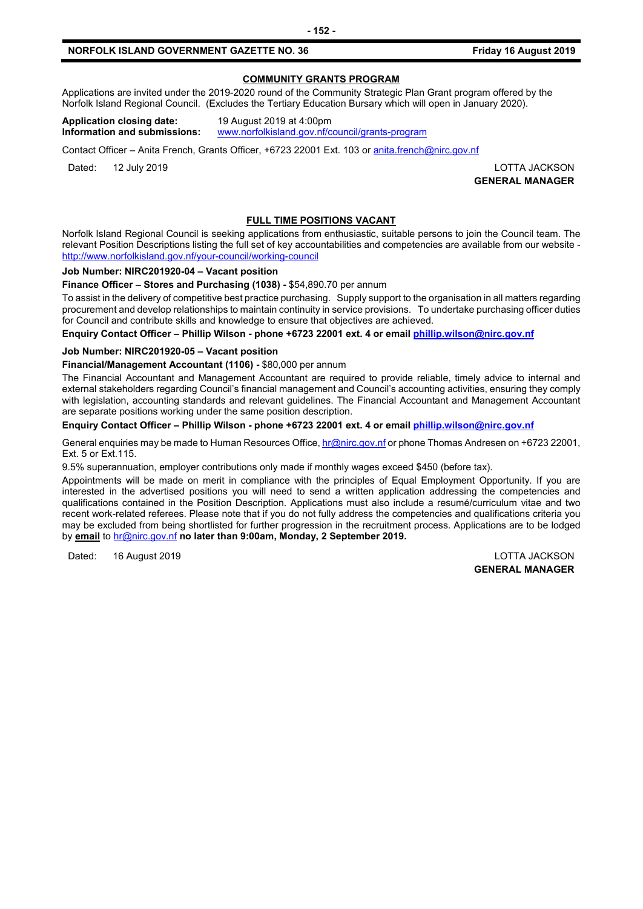## COMMUNITY GRANTS PROGRAM

Applications are invited under the 2019-2020 round of the Community Strategic Plan Grant program offered by the Norfolk Island Regional Council. (Excludes the Tertiary Education Bursary which will open in January 2020).

**Application closing date:** 19 August 2019 at 4:00pm
**Information and submissions:** www.norfolkisland.gov.nf/council/grants-program

Contact Officer – Anita French, Grants Officer, +6723 22001 Ext. 103 or anita.french@nirc.gov.nf

Dated: 12 July 2019

LOTTA JACKSON
**GENERAL MANAGER**

## FULL TIME POSITIONS VACANT

Norfolk Island Regional Council is seeking applications from enthusiastic, suitable persons to join the Council team. The relevant Position Descriptions listing the full set of key accountabilities and competencies are available from our website - http://www.norfolkisland.gov.nf/your-council/working-council

**Job Number: NIRC201920-04 – Vacant position**

**Finance Officer – Stores and Purchasing (1038) -** $54,890.70 per annum

To assist in the delivery of competitive best practice purchasing. Supply support to the organisation in all matters regarding procurement and develop relationships to maintain continuity in service provisions. To undertake purchasing officer duties for Council and contribute skills and knowledge to ensure that objectives are achieved.

**Enquiry Contact Officer – Phillip Wilson - phone +6723 22001 ext. 4 or email phillip.wilson@nirc.gov.nf**

**Job Number: NIRC201920-05 – Vacant position**

**Financial/Management Accountant (1106) -** $80,000 per annum

The Financial Accountant and Management Accountant are required to provide reliable, timely advice to internal and external stakeholders regarding Council's financial management and Council's accounting activities, ensuring they comply with legislation, accounting standards and relevant guidelines. The Financial Accountant and Management Accountant are separate positions working under the same position description.

**Enquiry Contact Officer – Phillip Wilson - phone +6723 22001 ext. 4 or email phillip.wilson@nirc.gov.nf**

General enquiries may be made to Human Resources Office, hr@nirc.gov.nf or phone Thomas Andresen on +6723 22001, Ext. 5 or Ext.115.

9.5% superannuation, employer contributions only made if monthly wages exceed $450 (before tax).

Appointments will be made on merit in compliance with the principles of Equal Employment Opportunity. If you are interested in the advertised positions you will need to send a written application addressing the competencies and qualifications contained in the Position Description. Applications must also include a resumé/curriculum vitae and two recent work-related referees. Please note that if you do not fully address the competencies and qualifications criteria you may be excluded from being shortlisted for further progression in the recruitment process. Applications are to be lodged by **email** to hr@nirc.gov.nf **no later than 9:00am, Monday, 2 September 2019.**

Dated: 16 August 2019

LOTTA JACKSON
**GENERAL MANAGER**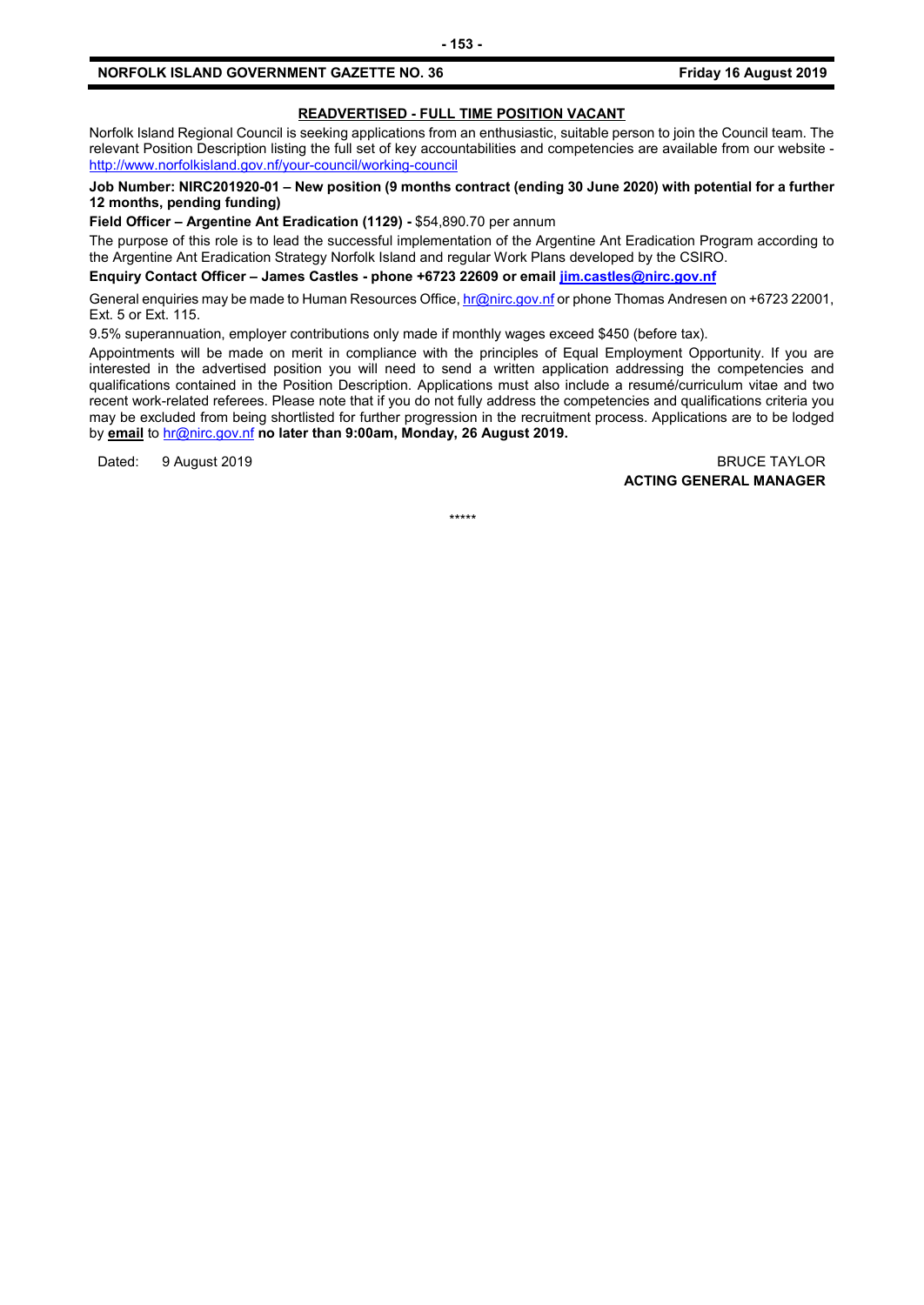## READVERTISED - FULL TIME POSITION VACANT

Norfolk Island Regional Council is seeking applications from an enthusiastic, suitable person to join the Council team. The relevant Position Description listing the full set of key accountabilities and competencies are available from our website - http://www.norfolkisland.gov.nf/your-council/working-council

**Job Number: NIRC201920-01 – New position (9 months contract (ending 30 June 2020) with potential for a further 12 months, pending funding)**

**Field Officer – Argentine Ant Eradication (1129) -** $54,890.70 per annum

The purpose of this role is to lead the successful implementation of the Argentine Ant Eradication Program according to the Argentine Ant Eradication Strategy Norfolk Island and regular Work Plans developed by the CSIRO.

**Enquiry Contact Officer – James Castles - phone +6723 22609 or email jim.castles@nirc.gov.nf**

General enquiries may be made to Human Resources Office, hr@nirc.gov.nf or phone Thomas Andresen on +6723 22001, Ext. 5 or Ext. 115.

9.5% superannuation, employer contributions only made if monthly wages exceed $450 (before tax).

Appointments will be made on merit in compliance with the principles of Equal Employment Opportunity. If you are interested in the advertised position you will need to send a written application addressing the competencies and qualifications contained in the Position Description. Applications must also include a resumé/curriculum vitae and two recent work-related referees. Please note that if you do not fully address the competencies and qualifications criteria you may be excluded from being shortlisted for further progression in the recruitment process. Applications are to be lodged by **email** to hr@nirc.gov.nf **no later than 9:00am, Monday, 26 August 2019.**

Dated: 9 August 2019

BRUCE TAYLOR
**ACTING GENERAL MANAGER**

*****